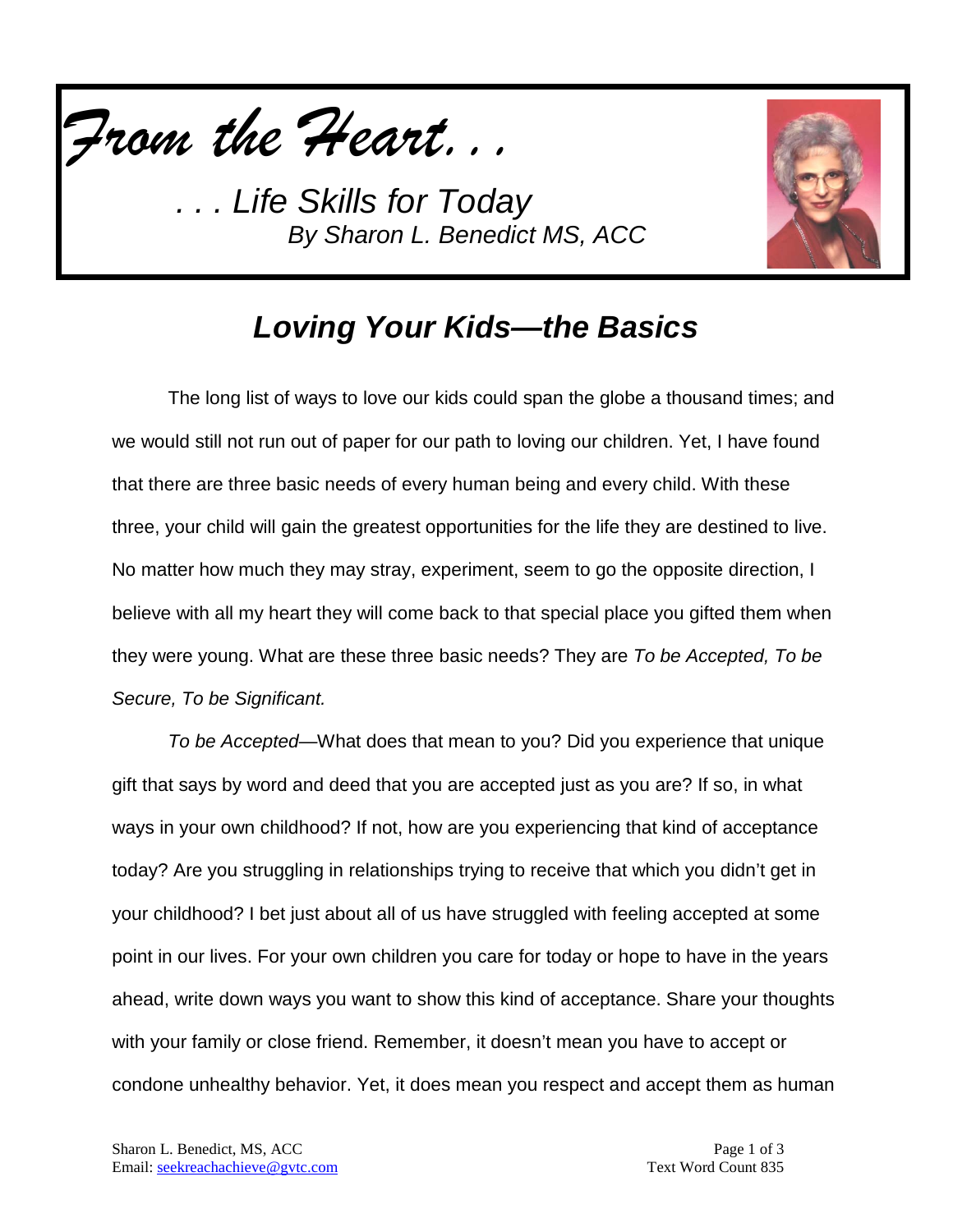# *From the Heart. . .*

## *. . . Life Skills for Today*

*By Sharon L. Benedict MS, ACC*

## *Loving Your Kids—the Basics*

The long list of ways to love our kids could span the globe a thousand times; and we would still not run out of paper for our path to loving our children. Yet, I have found that there are three basic needs of every human being and every child. With these three, your child will gain the greatest opportunities for the life they are destined to live. No matter how much they may stray, experiment, seem to go the opposite direction, I believe with all my heart they will come back to that special place you gifted them when they were young. What are these three basic needs? They are *To be Accepted, To be Secure, To be Significant.*

*To be Accepted*—What does that mean to you? Did you experience that unique gift that says by word and deed that you are accepted just as you are? If so, in what ways in your own childhood? If not, how are you experiencing that kind of acceptance today? Are you struggling in relationships trying to receive that which you didn't get in your childhood? I bet just about all of us have struggled with feeling accepted at some point in our lives. For your own children you care for today or hope to have in the years ahead, write down ways you want to show this kind of acceptance. Share your thoughts with your family or close friend. Remember, it doesn't mean you have to accept or condone unhealthy behavior. Yet, it does mean you respect and accept them as human

Sharon L. Benedict, MS, ACC
Email: seekreachachieve@gvtc.com

Text Word Count 835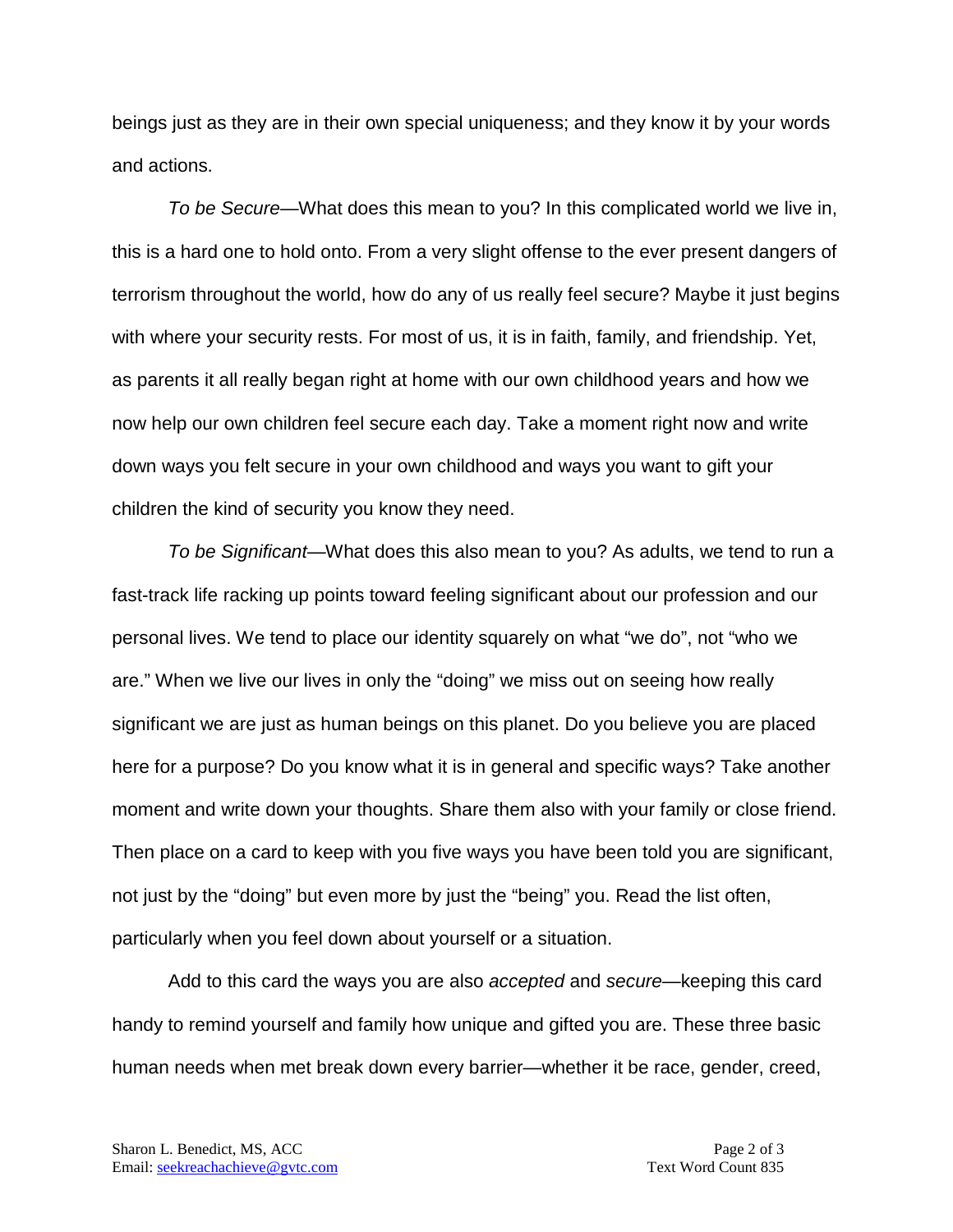beings just as they are in their own special uniqueness; and they know it by your words and actions.

*To be Secure*—What does this mean to you? In this complicated world we live in, this is a hard one to hold onto. From a very slight offense to the ever present dangers of terrorism throughout the world, how do any of us really feel secure? Maybe it just begins with where your security rests. For most of us, it is in faith, family, and friendship. Yet, as parents it all really began right at home with our own childhood years and how we now help our own children feel secure each day. Take a moment right now and write down ways you felt secure in your own childhood and ways you want to gift your children the kind of security you know they need.

*To be Significant*—What does this also mean to you? As adults, we tend to run a fast-track life racking up points toward feeling significant about our profession and our personal lives. We tend to place our identity squarely on what "we do", not "who we are." When we live our lives in only the "doing" we miss out on seeing how really significant we are just as human beings on this planet. Do you believe you are placed here for a purpose? Do you know what it is in general and specific ways? Take another moment and write down your thoughts. Share them also with your family or close friend. Then place on a card to keep with you five ways you have been told you are significant, not just by the "doing" but even more by just the "being" you. Read the list often, particularly when you feel down about yourself or a situation.

Add to this card the ways you are also *accepted* and *secure*—keeping this card handy to remind yourself and family how unique and gifted you are. These three basic human needs when met break down every barrier—whether it be race, gender, creed,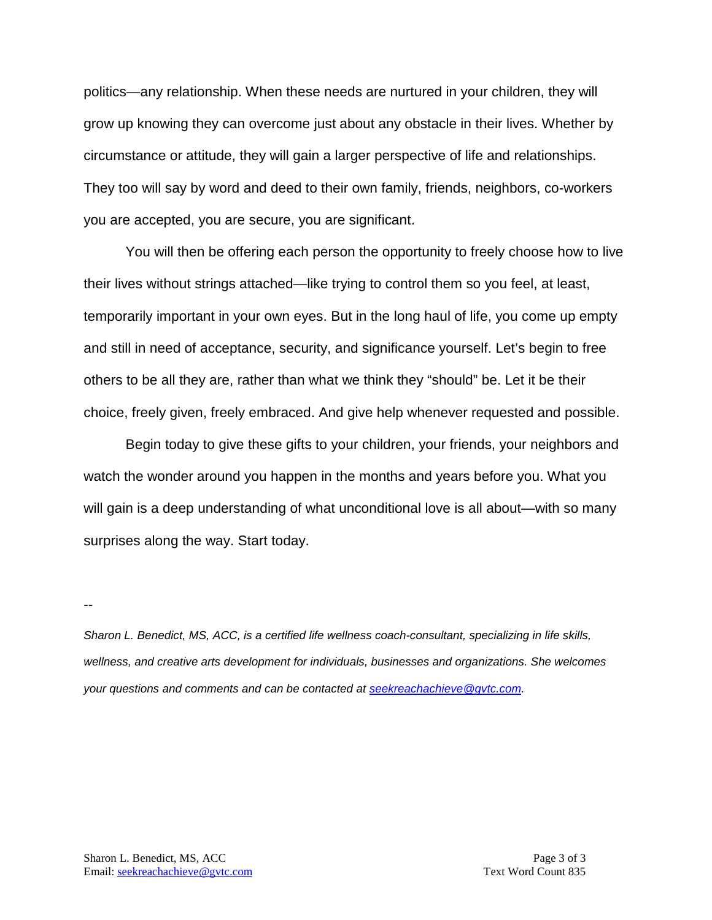politics—any relationship. When these needs are nurtured in your children, they will grow up knowing they can overcome just about any obstacle in their lives. Whether by circumstance or attitude, they will gain a larger perspective of life and relationships. They too will say by word and deed to their own family, friends, neighbors, co-workers you are accepted, you are secure, you are significant.

You will then be offering each person the opportunity to freely choose how to live their lives without strings attached—like trying to control them so you feel, at least, temporarily important in your own eyes. But in the long haul of life, you come up empty and still in need of acceptance, security, and significance yourself. Let's begin to free others to be all they are, rather than what we think they "should" be. Let it be their choice, freely given, freely embraced. And give help whenever requested and possible.

Begin today to give these gifts to your children, your friends, your neighbors and watch the wonder around you happen in the months and years before you. What you will gain is a deep understanding of what unconditional love is all about—with so many surprises along the way. Start today.

--

*Sharon L. Benedict, MS, ACC, is a certified life wellness coach-consultant, specializing in life skills, wellness, and creative arts development for individuals, businesses and organizations. She welcomes your questions and comments and can be contacted at [seekreachachieve@gvtc.com](mailto:seekreachachieve@gvtc.com).*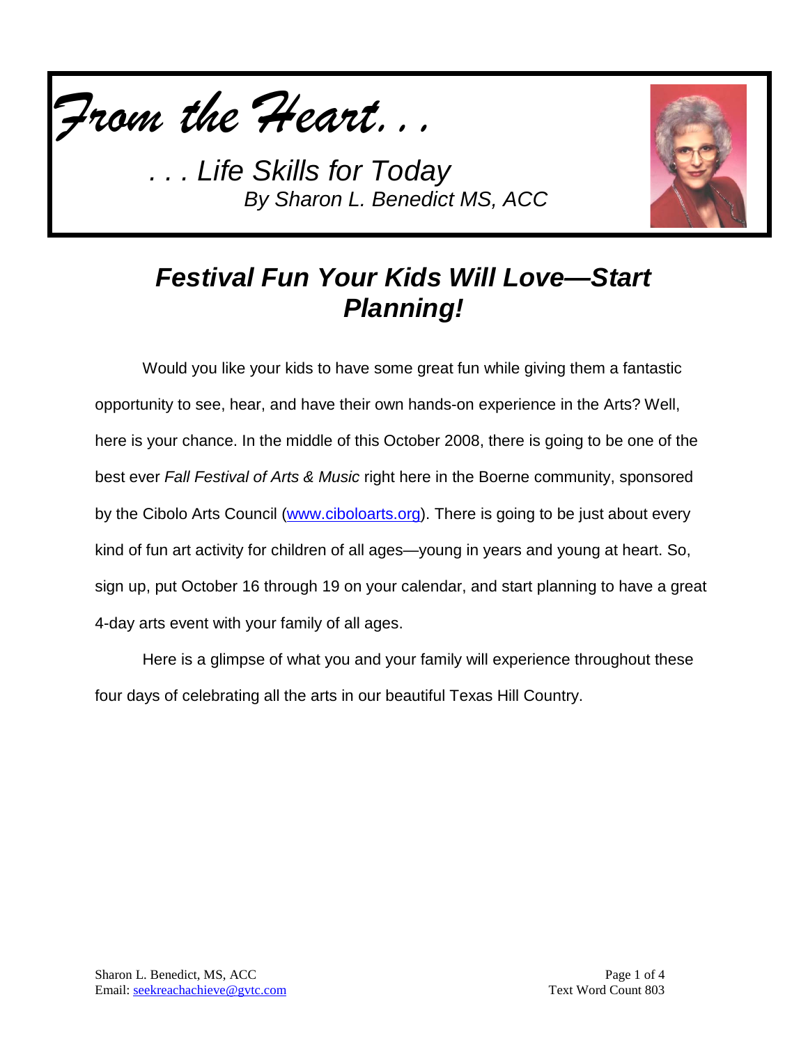*From the Heart. . .*

*. . . Life Skills for Today*
*By Sharon L. Benedict MS, ACC*

## *Festival Fun Your Kids Will Love—Start Planning!*

Would you like your kids to have some great fun while giving them a fantastic opportunity to see, hear, and have their own hands-on experience in the Arts? Well, here is your chance. In the middle of this October 2008, there is going to be one of the best ever *Fall Festival of Arts & Music* right here in the Boerne community, sponsored by the Cibolo Arts Council (www.ciboloarts.org). There is going to be just about every kind of fun art activity for children of all ages—young in years and young at heart. So, sign up, put October 16 through 19 on your calendar, and start planning to have a great 4-day arts event with your family of all ages.

Here is a glimpse of what you and your family will experience throughout these four days of celebrating all the arts in our beautiful Texas Hill Country.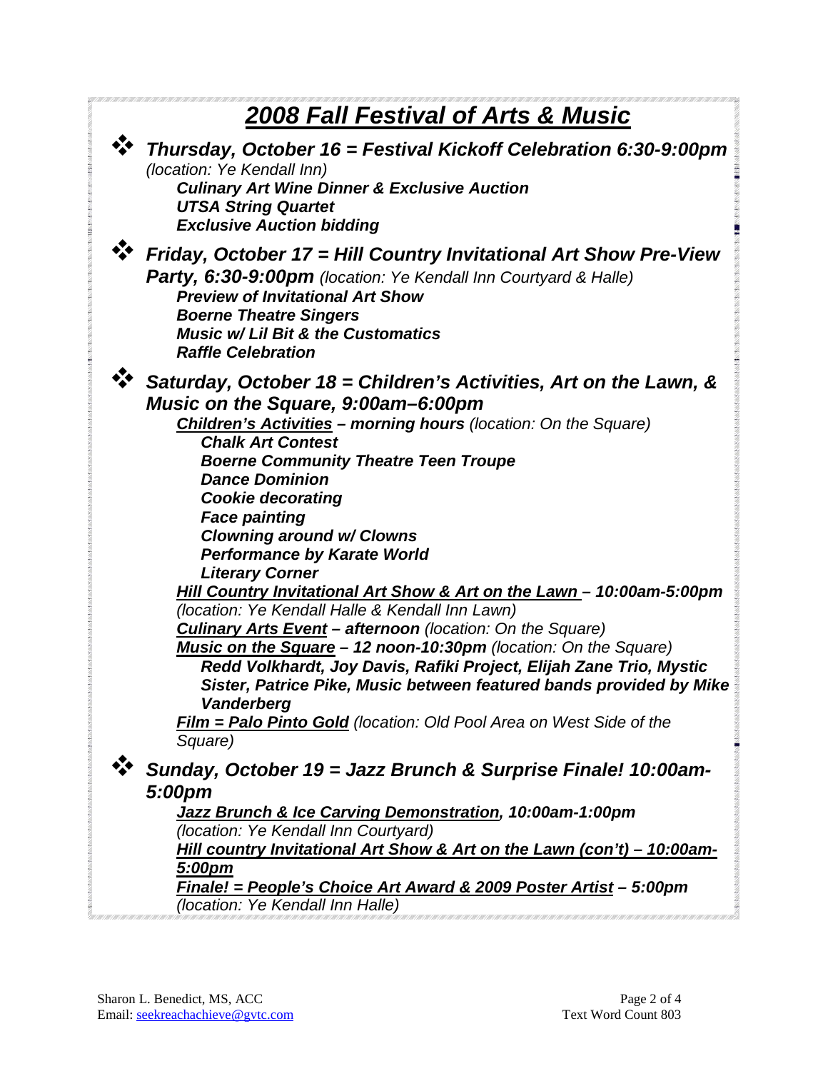# *2008 Fall Festival of Arts & Music*

- ***Thursday, October 16 = Festival Kickoff Celebration 6:30-9:00pm*** *(location: Ye Kendall Inn)*
  - ***Culinary Art Wine Dinner & Exclusive Auction***
  - ***UTSA String Quartet***
  - ***Exclusive Auction bidding***

- ***Friday, October 17 = Hill Country Invitational Art Show Pre-View Party, 6:30-9:00pm*** *(location: Ye Kendall Inn Courtyard & Halle)*
  - ***Preview of Invitational Art Show***
  - ***Boerne Theatre Singers***
  - ***Music w/ Lil Bit & the Customatics***
  - ***Raffle Celebration***

- ***Saturday, October 18 = Children's Activities, Art on the Lawn, & Music on the Square, 9:00am–6:00pm***
  - ***<u>Children's Activities</u> – morning hours*** *(location: On the Square)*
    - ***Chalk Art Contest***
    - ***Boerne Community Theatre Teen Troupe***
    - ***Dance Dominion***
    - ***Cookie decorating***
    - ***Face painting***
    - ***Clowning around w/ Clowns***
    - ***Performance by Karate World***
    - ***Literary Corner***
  - ***<u>Hill Country Invitational Art Show & Art on the Lawn</u> – 10:00am-5:00pm*** *(location: Ye Kendall Halle & Kendall Inn Lawn)*
  - ***<u>Culinary Arts Event</u> – afternoon*** *(location: On the Square)*
  - ***<u>Music on the Square</u> – 12 noon-10:30pm*** *(location: On the Square)*
    - ***Redd Volkhardt, Joy Davis, Rafiki Project, Elijah Zane Trio, Mystic Sister, Patrice Pike, Music between featured bands provided by Mike Vanderberg***
  - ***<u>Film = Palo Pinto Gold</u>*** *(location: Old Pool Area on West Side of the Square)*

- ***Sunday, October 19 = Jazz Brunch & Surprise Finale! 10:00am-5:00pm***
  - ***<u>Jazz Brunch & Ice Carving Demonstration</u>, 10:00am-1:00pm*** *(location: Ye Kendall Inn Courtyard)*
  - ***<u>Hill country Invitational Art Show & Art on the Lawn (con't) – 10:00am-5:00pm</u>***
  - ***<u>Finale! = People's Choice Art Award & 2009 Poster Artist</u> – 5:00pm*** *(location: Ye Kendall Inn Halle)*

Sharon L. Benedict, MS, ACC
Email: seekreachachieve@gvtc.com

Text Word Count 803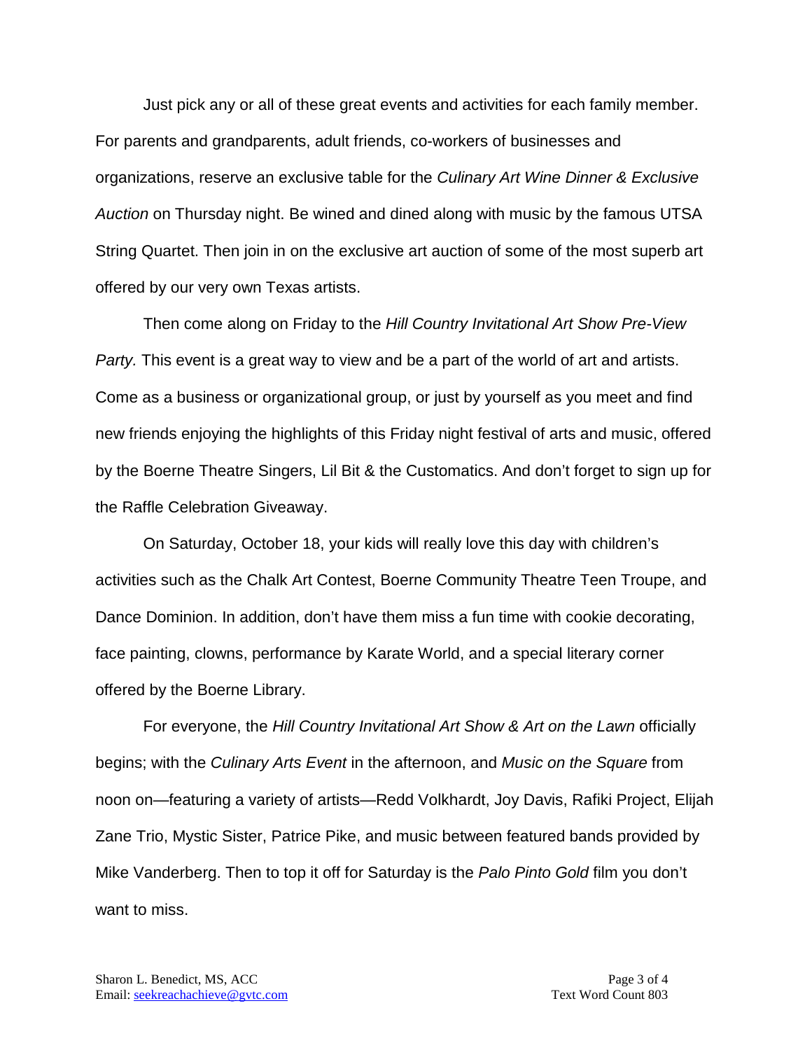Just pick any or all of these great events and activities for each family member. For parents and grandparents, adult friends, co-workers of businesses and organizations, reserve an exclusive table for the *Culinary Art Wine Dinner & Exclusive Auction* on Thursday night. Be wined and dined along with music by the famous UTSA String Quartet. Then join in on the exclusive art auction of some of the most superb art offered by our very own Texas artists.

Then come along on Friday to the *Hill Country Invitational Art Show Pre-View Party.* This event is a great way to view and be a part of the world of art and artists. Come as a business or organizational group, or just by yourself as you meet and find new friends enjoying the highlights of this Friday night festival of arts and music, offered by the Boerne Theatre Singers, Lil Bit & the Customatics. And don't forget to sign up for the Raffle Celebration Giveaway.

On Saturday, October 18, your kids will really love this day with children's activities such as the Chalk Art Contest, Boerne Community Theatre Teen Troupe, and Dance Dominion. In addition, don't have them miss a fun time with cookie decorating, face painting, clowns, performance by Karate World, and a special literary corner offered by the Boerne Library.

For everyone, the *Hill Country Invitational Art Show & Art on the Lawn* officially begins; with the *Culinary Arts Event* in the afternoon, and *Music on the Square* from noon on—featuring a variety of artists—Redd Volkhardt, Joy Davis, Rafiki Project, Elijah Zane Trio, Mystic Sister, Patrice Pike, and music between featured bands provided by Mike Vanderberg. Then to top it off for Saturday is the *Palo Pinto Gold* film you don't want to miss.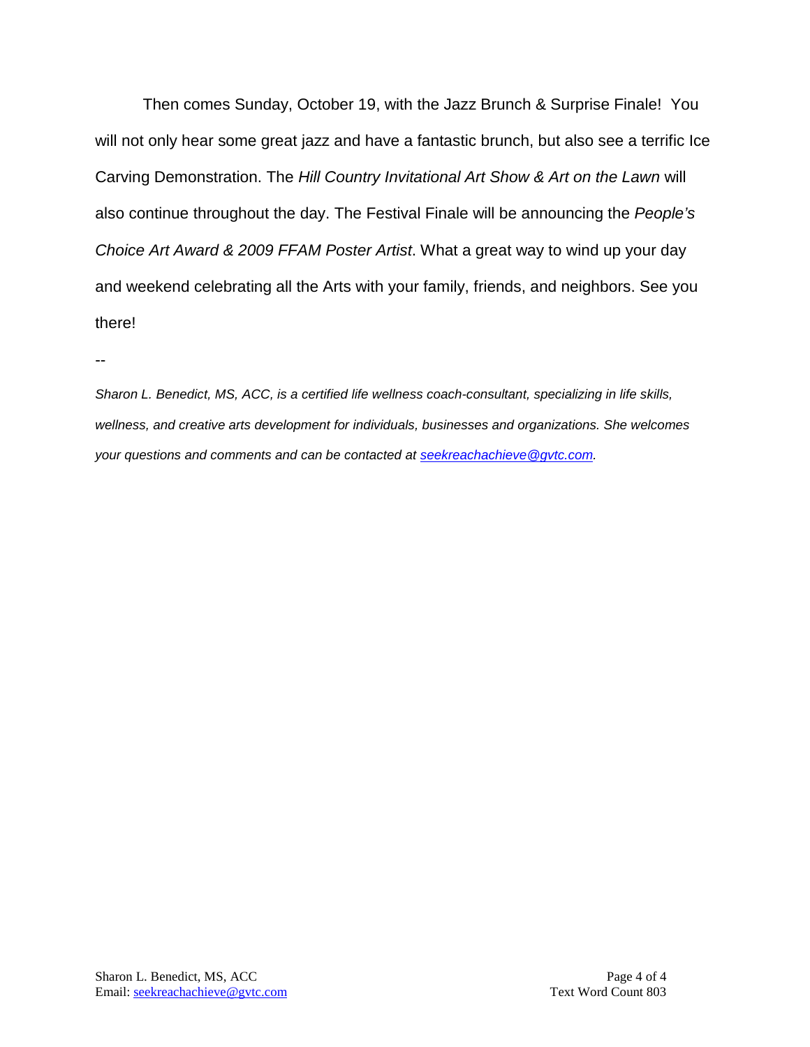Then comes Sunday, October 19, with the Jazz Brunch & Surprise Finale! You will not only hear some great jazz and have a fantastic brunch, but also see a terrific Ice Carving Demonstration. The *Hill Country Invitational Art Show & Art on the Lawn* will also continue throughout the day. The Festival Finale will be announcing the *People's Choice Art Award & 2009 FFAM Poster Artist*. What a great way to wind up your day and weekend celebrating all the Arts with your family, friends, and neighbors. See you there!

--

*Sharon L. Benedict, MS, ACC, is a certified life wellness coach-consultant, specializing in life skills, wellness, and creative arts development for individuals, businesses and organizations. She welcomes your questions and comments and can be contacted at [seekreachachieve@gvtc.com](mailto:seekreachachieve@gvtc.com).*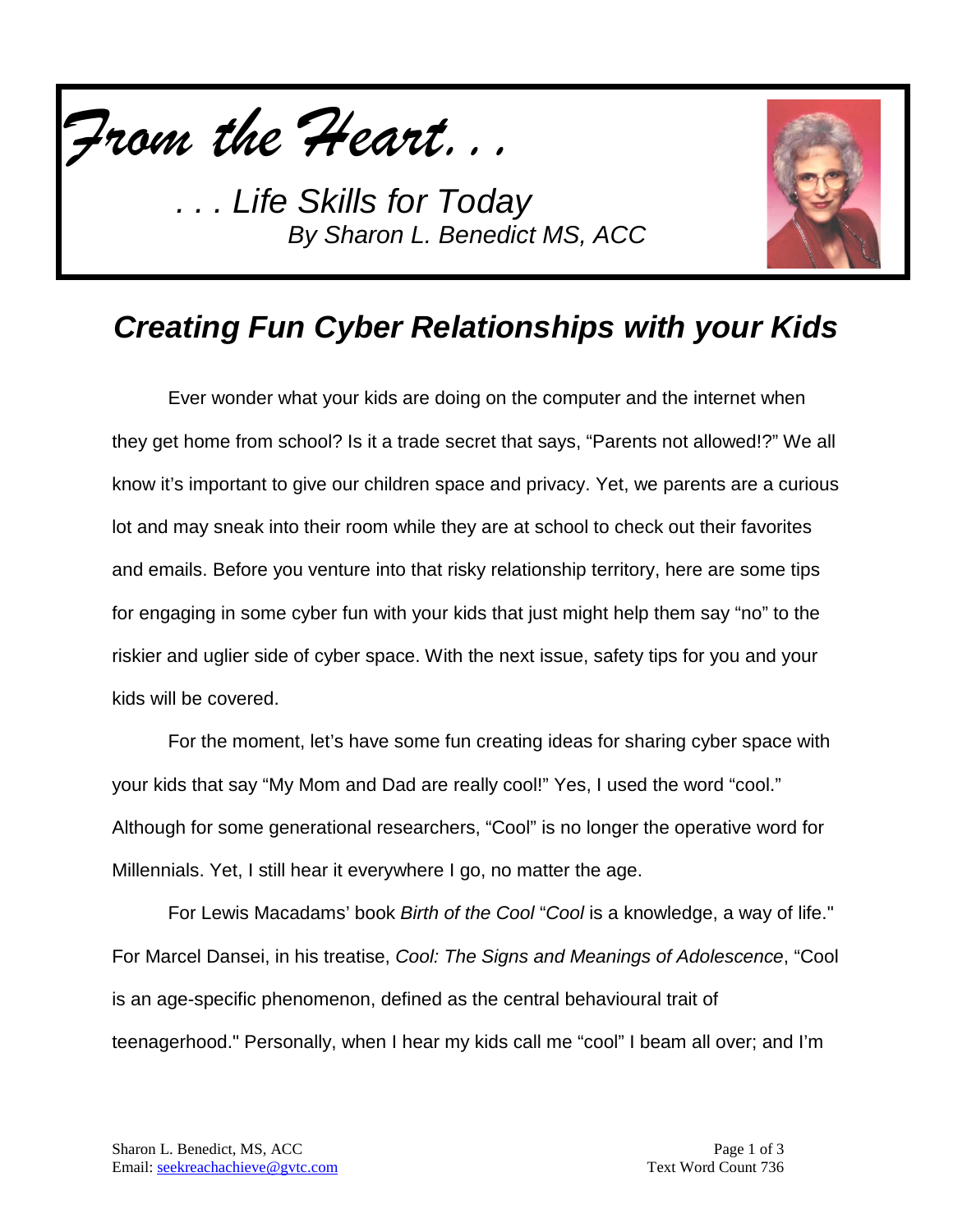*From the Heart. . .*

*. . . Life Skills for Today*
*By Sharon L. Benedict MS, ACC*

## *Creating Fun Cyber Relationships with your Kids*

Ever wonder what your kids are doing on the computer and the internet when they get home from school? Is it a trade secret that says, "Parents not allowed!?" We all know it's important to give our children space and privacy. Yet, we parents are a curious lot and may sneak into their room while they are at school to check out their favorites and emails. Before you venture into that risky relationship territory, here are some tips for engaging in some cyber fun with your kids that just might help them say "no" to the riskier and uglier side of cyber space. With the next issue, safety tips for you and your kids will be covered.

For the moment, let's have some fun creating ideas for sharing cyber space with your kids that say "My Mom and Dad are really cool!" Yes, I used the word "cool." Although for some generational researchers, "Cool" is no longer the operative word for Millennials. Yet, I still hear it everywhere I go, no matter the age.

For Lewis Macadams' book *Birth of the Cool* "*Cool* is a knowledge, a way of life." For Marcel Dansei, in his treatise, *Cool: The Signs and Meanings of Adolescence*, "Cool is an age-specific phenomenon, defined as the central behavioural trait of teenagerhood." Personally, when I hear my kids call me "cool" I beam all over; and I'm

Sharon L. Benedict, MS, ACC
Email: seekreachachieve@gvtc.com

Text Word Count 736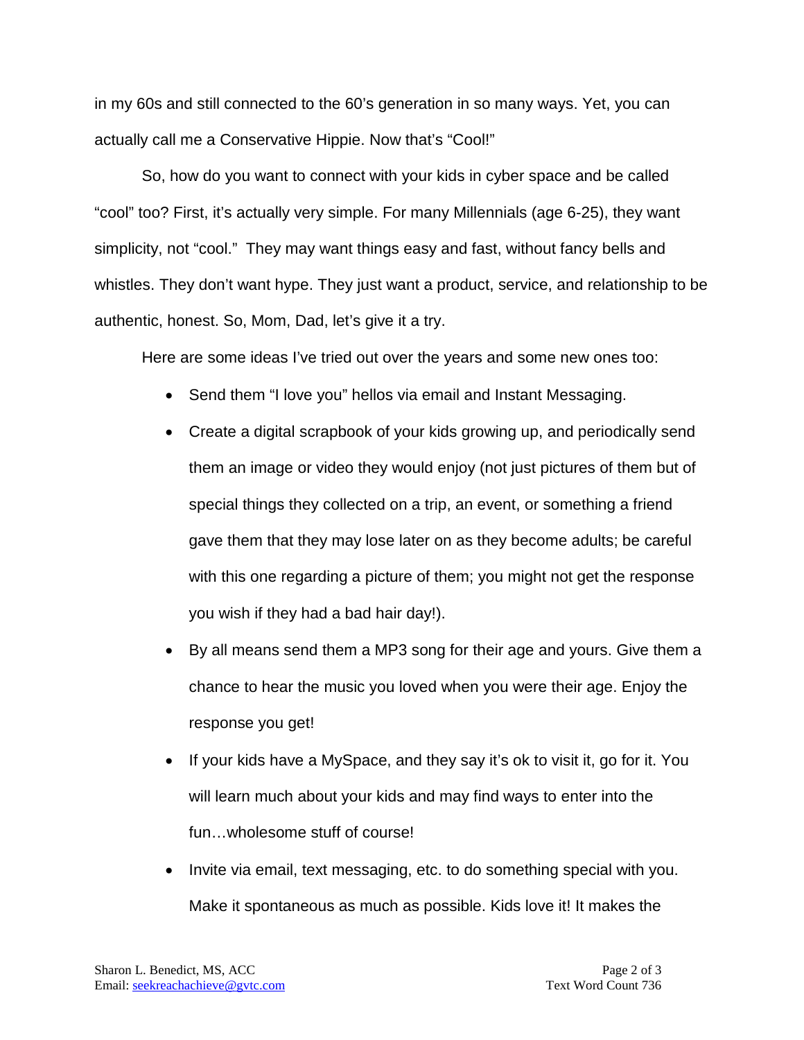in my 60s and still connected to the 60's generation in so many ways. Yet, you can actually call me a Conservative Hippie. Now that's "Cool!"

So, how do you want to connect with your kids in cyber space and be called "cool" too? First, it's actually very simple. For many Millennials (age 6-25), they want simplicity, not "cool." They may want things easy and fast, without fancy bells and whistles. They don't want hype. They just want a product, service, and relationship to be authentic, honest. So, Mom, Dad, let's give it a try.

Here are some ideas I've tried out over the years and some new ones too:

- Send them "I love you" hellos via email and Instant Messaging.
- Create a digital scrapbook of your kids growing up, and periodically send them an image or video they would enjoy (not just pictures of them but of special things they collected on a trip, an event, or something a friend gave them that they may lose later on as they become adults; be careful with this one regarding a picture of them; you might not get the response you wish if they had a bad hair day!).
- By all means send them a MP3 song for their age and yours. Give them a chance to hear the music you loved when you were their age. Enjoy the response you get!
- If your kids have a MySpace, and they say it's ok to visit it, go for it. You will learn much about your kids and may find ways to enter into the fun…wholesome stuff of course!
- Invite via email, text messaging, etc. to do something special with you. Make it spontaneous as much as possible. Kids love it! It makes the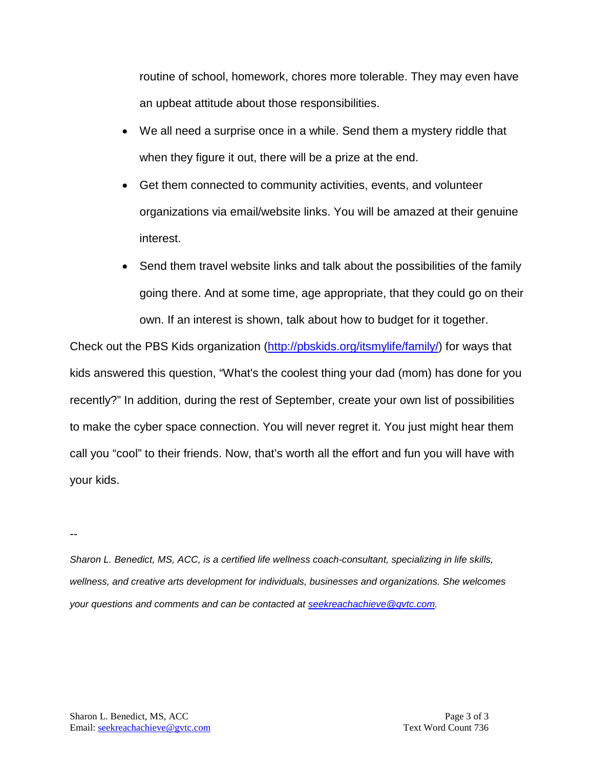routine of school, homework, chores more tolerable. They may even have an upbeat attitude about those responsibilities.

- We all need a surprise once in a while. Send them a mystery riddle that when they figure it out, there will be a prize at the end.
- Get them connected to community activities, events, and volunteer organizations via email/website links. You will be amazed at their genuine interest.
- Send them travel website links and talk about the possibilities of the family going there. And at some time, age appropriate, that they could go on their own. If an interest is shown, talk about how to budget for it together.

Check out the PBS Kids organization (http://pbskids.org/itsmylife/family/) for ways that kids answered this question, "What's the coolest thing your dad (mom) has done for you recently?" In addition, during the rest of September, create your own list of possibilities to make the cyber space connection. You will never regret it. You just might hear them call you "cool" to their friends. Now, that's worth all the effort and fun you will have with your kids.

--

*Sharon L. Benedict, MS, ACC, is a certified life wellness coach-consultant, specializing in life skills, wellness, and creative arts development for individuals, businesses and organizations. She welcomes your questions and comments and can be contacted at seekreachachieve@gvtc.com.*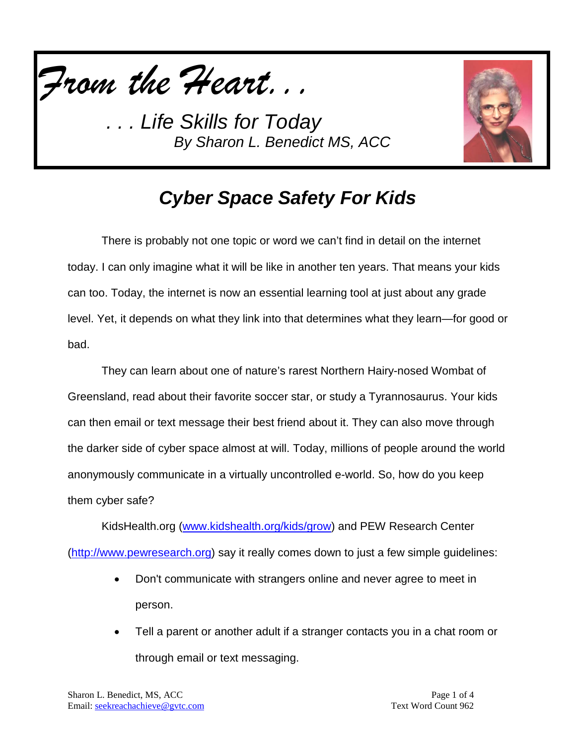*From the Heart. . .*

*. . . Life Skills for Today*

*By Sharon L. Benedict MS, ACC*

# Cyber Space Safety For Kids

There is probably not one topic or word we can't find in detail on the internet today. I can only imagine what it will be like in another ten years. That means your kids can too. Today, the internet is now an essential learning tool at just about any grade level. Yet, it depends on what they link into that determines what they learn—for good or bad.

They can learn about one of nature's rarest Northern Hairy-nosed Wombat of Greensland, read about their favorite soccer star, or study a Tyrannosaurus. Your kids can then email or text message their best friend about it. They can also move through the darker side of cyber space almost at will. Today, millions of people around the world anonymously communicate in a virtually uncontrolled e-world. So, how do you keep them cyber safe?

KidsHealth.org ([www.kidshealth.org/kids/grow](www.kidshealth.org/kids/grow)) and PEW Research Center ([http://www.pewresearch.org](http://www.pewresearch.org)) say it really comes down to just a few simple guidelines:

- Don't communicate with strangers online and never agree to meet in person.
- Tell a parent or another adult if a stranger contacts you in a chat room or through email or text messaging.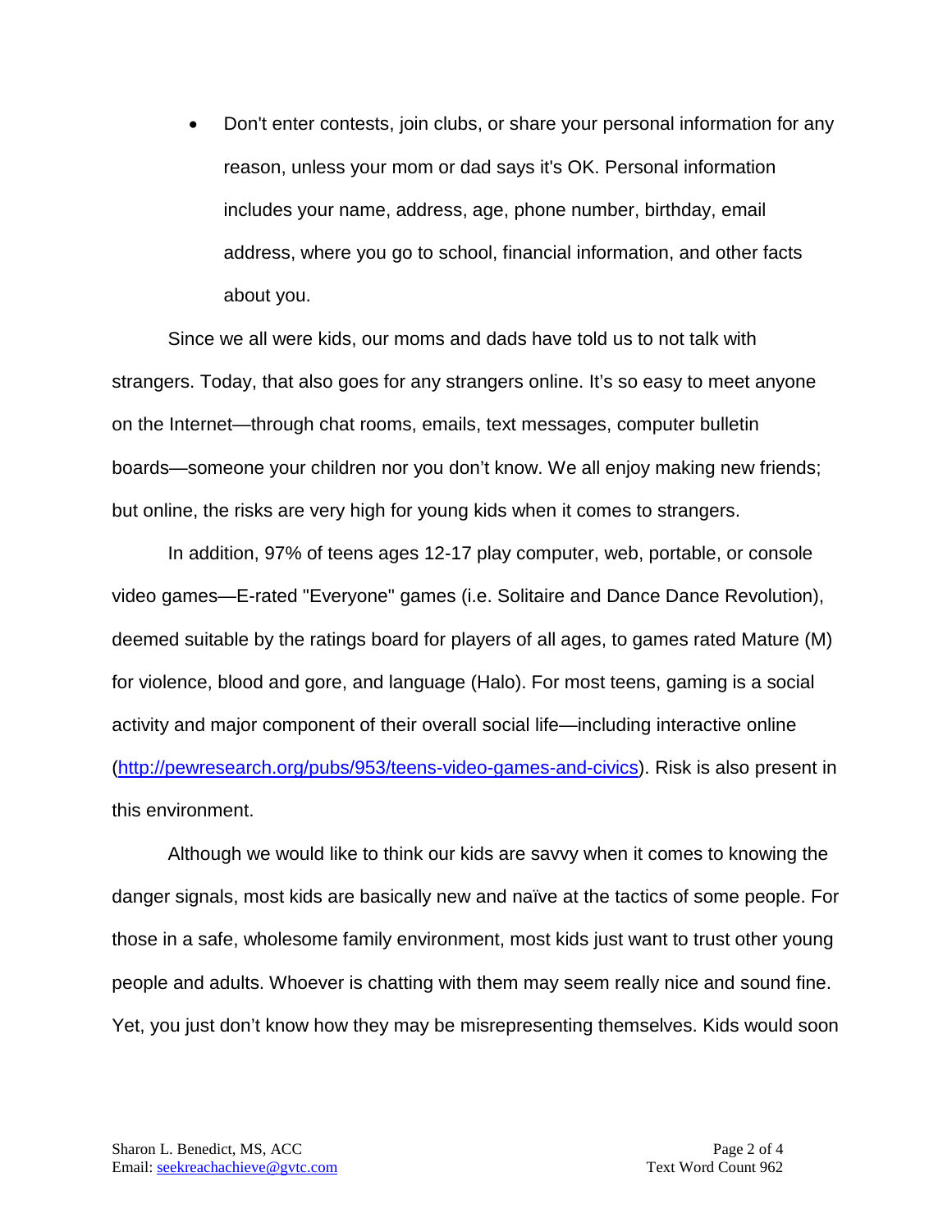- Don't enter contests, join clubs, or share your personal information for any reason, unless your mom or dad says it's OK. Personal information includes your name, address, age, phone number, birthday, email address, where you go to school, financial information, and other facts about you.

Since we all were kids, our moms and dads have told us to not talk with strangers. Today, that also goes for any strangers online. It's so easy to meet anyone on the Internet—through chat rooms, emails, text messages, computer bulletin boards—someone your children nor you don't know. We all enjoy making new friends; but online, the risks are very high for young kids when it comes to strangers.

In addition, 97% of teens ages 12-17 play computer, web, portable, or console video games—E-rated "Everyone" games (i.e. Solitaire and Dance Dance Revolution), deemed suitable by the ratings board for players of all ages, to games rated Mature (M) for violence, blood and gore, and language (Halo). For most teens, gaming is a social activity and major component of their overall social life—including interactive online (http://pewresearch.org/pubs/953/teens-video-games-and-civics). Risk is also present in this environment.

Although we would like to think our kids are savvy when it comes to knowing the danger signals, most kids are basically new and naïve at the tactics of some people. For those in a safe, wholesome family environment, most kids just want to trust other young people and adults. Whoever is chatting with them may seem really nice and sound fine. Yet, you just don't know how they may be misrepresenting themselves. Kids would soon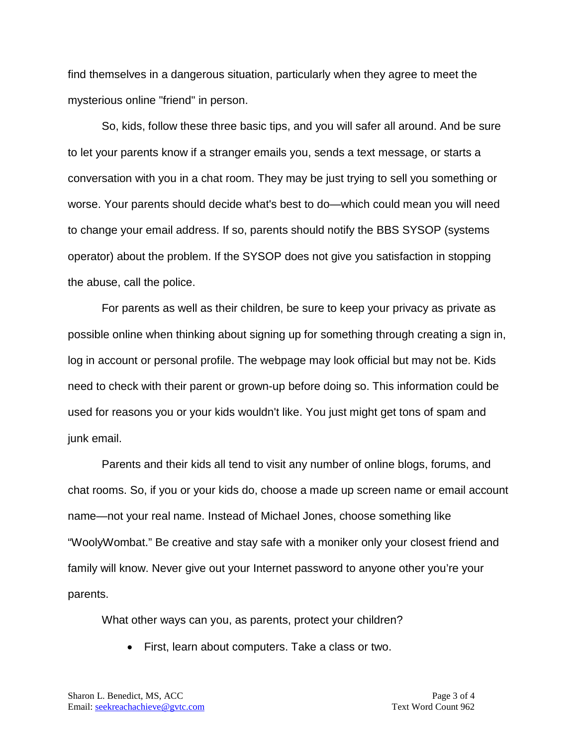find themselves in a dangerous situation, particularly when they agree to meet the mysterious online "friend" in person.

So, kids, follow these three basic tips, and you will safer all around. And be sure to let your parents know if a stranger emails you, sends a text message, or starts a conversation with you in a chat room. They may be just trying to sell you something or worse. Your parents should decide what's best to do—which could mean you will need to change your email address. If so, parents should notify the BBS SYSOP (systems operator) about the problem. If the SYSOP does not give you satisfaction in stopping the abuse, call the police.

For parents as well as their children, be sure to keep your privacy as private as possible online when thinking about signing up for something through creating a sign in, log in account or personal profile. The webpage may look official but may not be. Kids need to check with their parent or grown-up before doing so. This information could be used for reasons you or your kids wouldn't like. You just might get tons of spam and junk email.

Parents and their kids all tend to visit any number of online blogs, forums, and chat rooms. So, if you or your kids do, choose a made up screen name or email account name—not your real name. Instead of Michael Jones, choose something like "WoolyWombat." Be creative and stay safe with a moniker only your closest friend and family will know. Never give out your Internet password to anyone other you're your parents.

What other ways can you, as parents, protect your children?

- First, learn about computers. Take a class or two.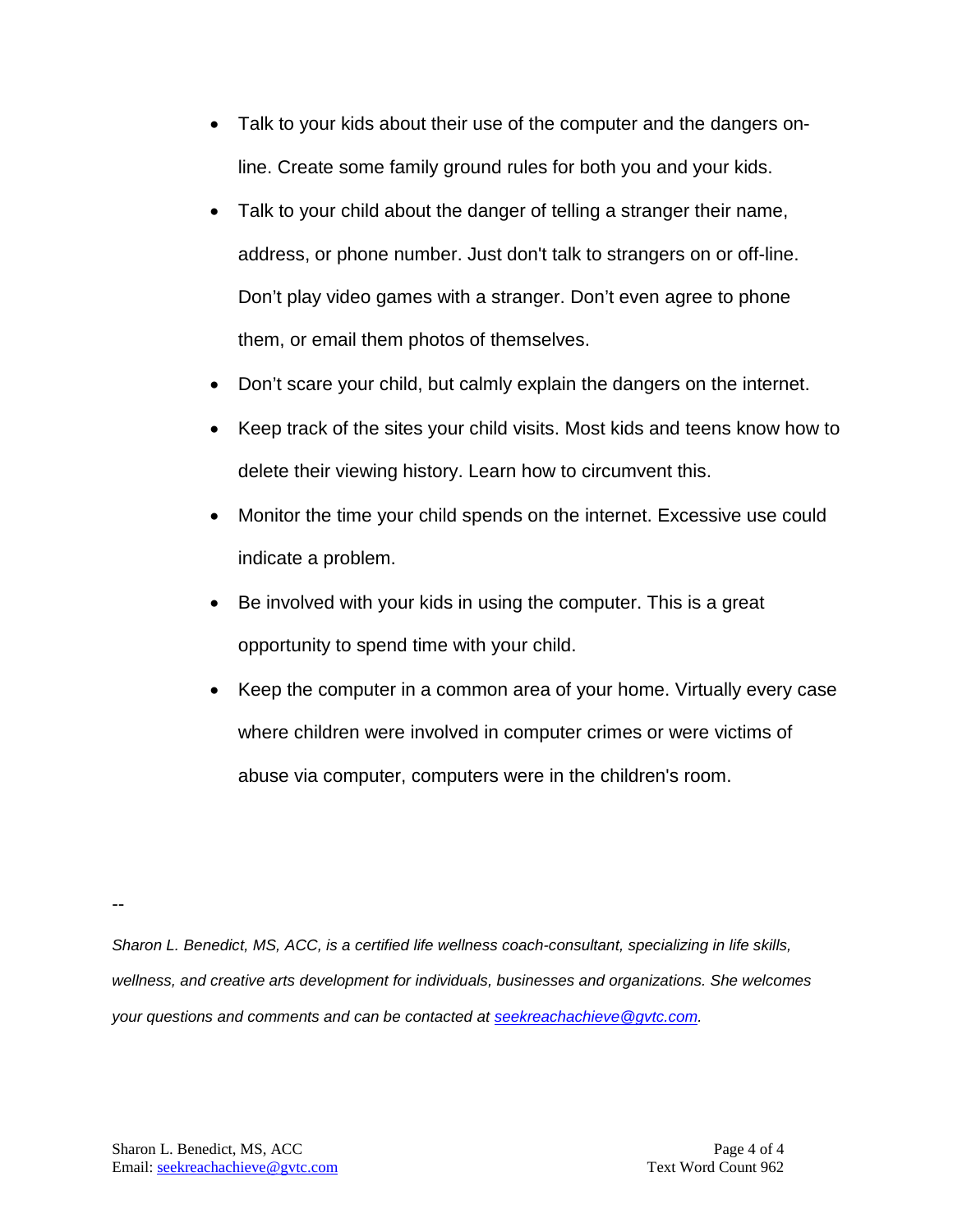- Talk to your kids about their use of the computer and the dangers on-line. Create some family ground rules for both you and your kids.
- Talk to your child about the danger of telling a stranger their name, address, or phone number. Just don't talk to strangers on or off-line. Don't play video games with a stranger. Don't even agree to phone them, or email them photos of themselves.
- Don't scare your child, but calmly explain the dangers on the internet.
- Keep track of the sites your child visits. Most kids and teens know how to delete their viewing history. Learn how to circumvent this.
- Monitor the time your child spends on the internet. Excessive use could indicate a problem.
- Be involved with your kids in using the computer. This is a great opportunity to spend time with your child.
- Keep the computer in a common area of your home. Virtually every case where children were involved in computer crimes or were victims of abuse via computer, computers were in the children's room.

--

*Sharon L. Benedict, MS, ACC, is a certified life wellness coach-consultant, specializing in life skills, wellness, and creative arts development for individuals, businesses and organizations. She welcomes your questions and comments and can be contacted at seekreachachieve@gvtc.com.*